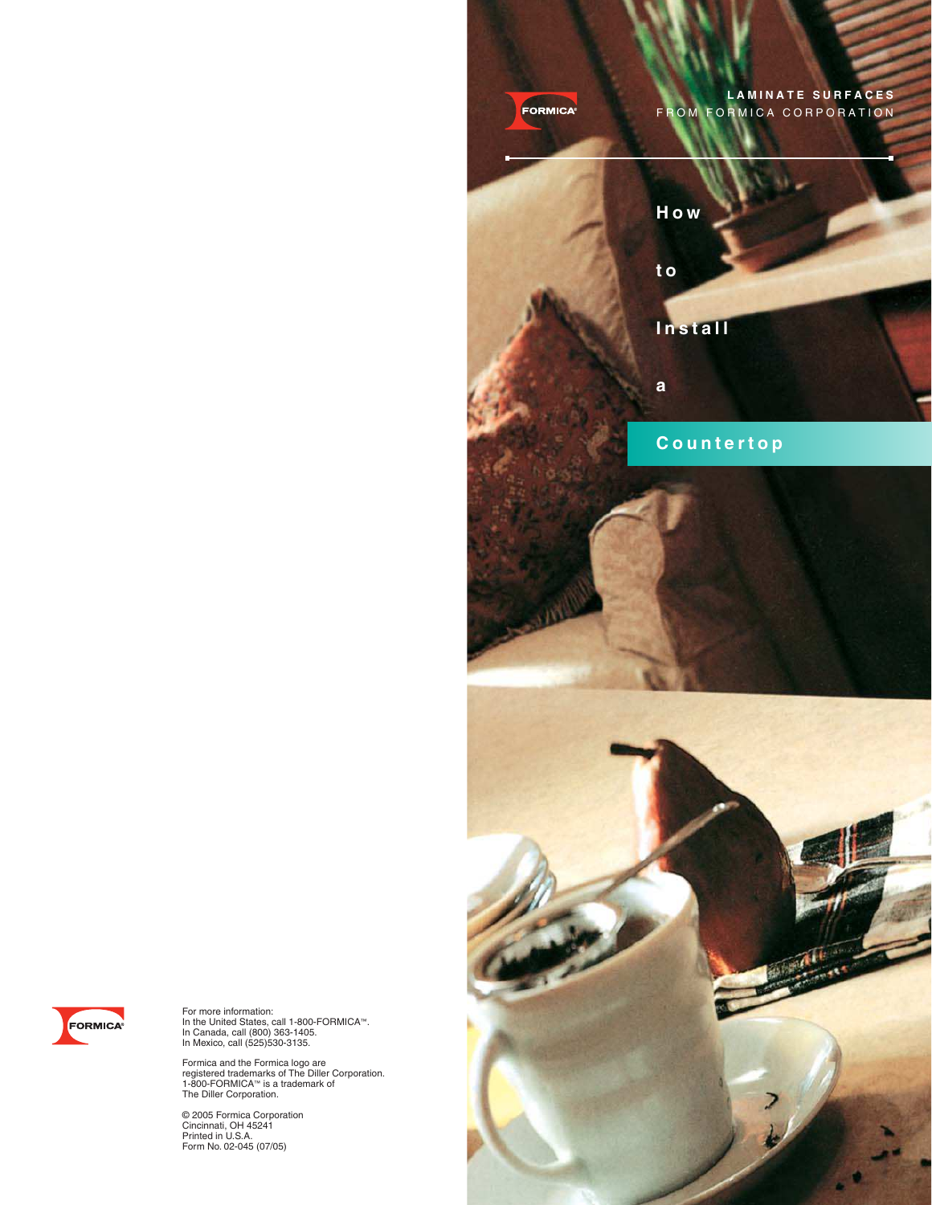FORMICA®

LAMINATE SURFACES
FROM FORMICA CORPORATION

# How to Install a Countertop

FORMICA®

For more information:
In the United States, call 1-800-FORMICA™.
In Canada, call (800) 363-1405.
In Mexico, call (525)530-3135.

Formica and the Formica logo are registered trademarks of The Diller Corporation.
1-800-FORMICA™ is a trademark of The Diller Corporation.

© 2005 Formica Corporation
Cincinnati, OH 45241
Printed in U.S.A.
Form No. 02-045 (07/05)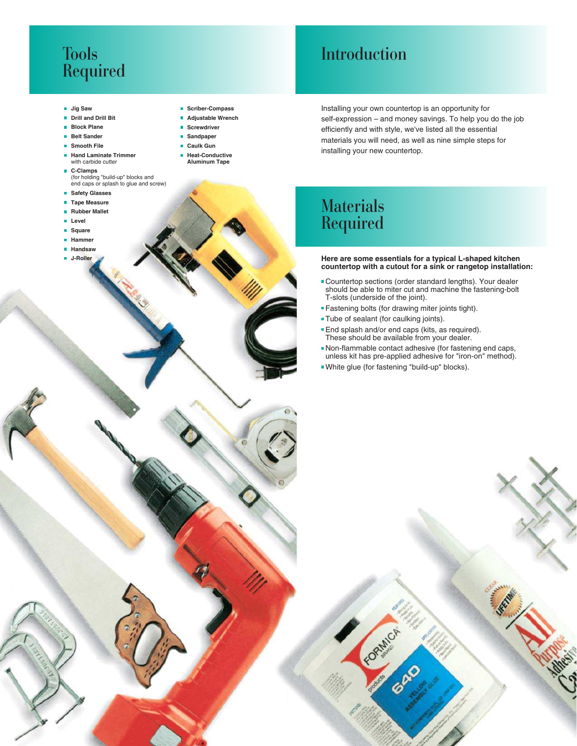# Tools Required

- **Jig Saw**
- **Drill and Drill Bit**
- **Block Plane**
- **Belt Sander**
- **Smooth File**
- **Hand Laminate Trimmer** with carbide cutter
- **C-Clamps** (for holding "build-up" blocks and end caps or splash to glue and screw)
- **Safety Glasses**
- **Tape Measure**
- **Rubber Mallet**
- **Level**
- **Square**
- **Hammer**
- **Handsaw**
- **J-Roller**
- **Scriber-Compass**
- **Adjustable Wrench**
- **Screwdriver**
- **Sandpaper**
- **Caulk Gun**
- **Heat-Conductive Aluminum Tape**

# Introduction

Installing your own countertop is an opportunity for self-expression – and money savings. To help you do the job efficiently and with style, we've listed all the essential materials you will need, as well as nine simple steps for installing your new countertop.

# Materials Required

**Here are some essentials for a typical L-shaped kitchen countertop with a cutout for a sink or rangetop installation:**

- Countertop sections (order standard lengths). Your dealer should be able to miter cut and machine the fastening-bolt T-slots (underside of the joint).
- Fastening bolts (for drawing miter joints tight).
- Tube of sealant (for caulking joints).
- End splash and/or end caps (kits, as required). These should be available from your dealer.
- Non-flammable contact adhesive (for fastening end caps, unless kit has pre-applied adhesive for "iron-on" method).
- White glue (for fastening "build-up" blocks).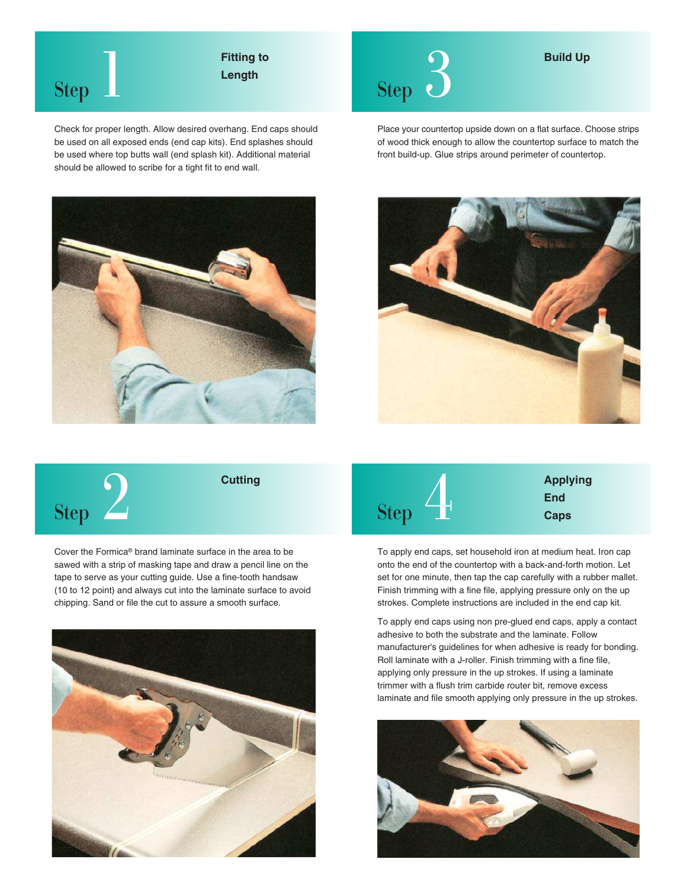## Step 1 Fitting to Length

Check for proper length. Allow desired overhang. End caps should be used on all exposed ends (end cap kits). End splashes should be used where top butts wall (end splash kit). Additional material should be allowed to scribe for a tight fit to end wall.

## Step 2 Cutting

Cover the Formica® brand laminate surface in the area to be sawed with a strip of masking tape and draw a pencil line on the tape to serve as your cutting guide. Use a fine-tooth handsaw (10 to 12 point) and always cut into the laminate surface to avoid chipping. Sand or file the cut to assure a smooth surface.

## Step 3 Build Up

Place your countertop upside down on a flat surface. Choose strips of wood thick enough to allow the countertop surface to match the front build-up. Glue strips around perimeter of countertop.

## Step 4 Applying End Caps

To apply end caps, set household iron at medium heat. Iron cap onto the end of the countertop with a back-and-forth motion. Let set for one minute, then tap the cap carefully with a rubber mallet. Finish trimming with a fine file, applying pressure only on the up strokes. Complete instructions are included in the end cap kit.

To apply end caps using non pre-glued end caps, apply a contact adhesive to both the substrate and the laminate. Follow manufacturer's guidelines for when adhesive is ready for bonding. Roll laminate with a J-roller. Finish trimming with a fine file, applying only pressure in the up strokes. If using a laminate trimmer with a flush trim carbide router bit, remove excess laminate and file smooth applying only pressure in the up strokes.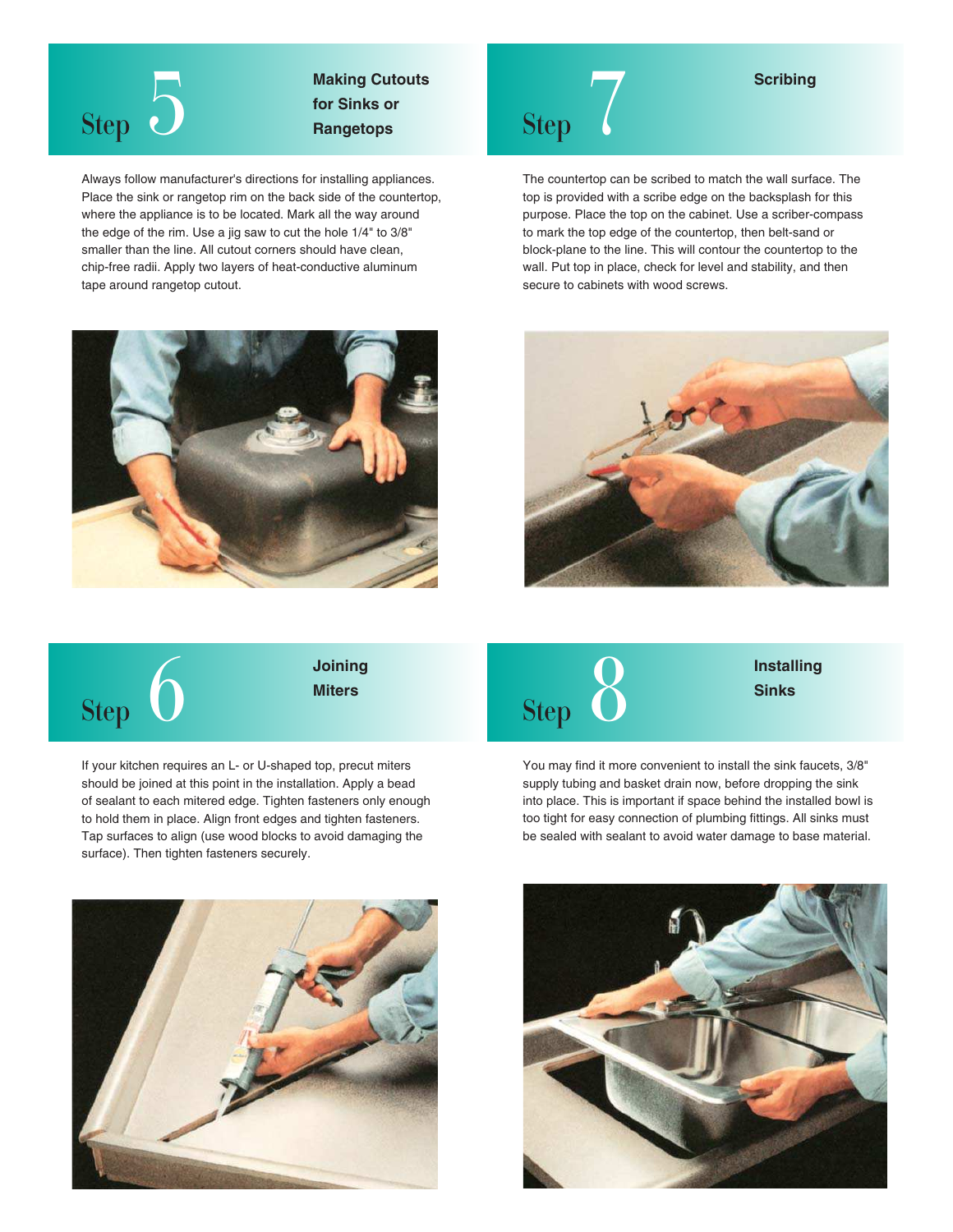## Step 5 — Making Cutouts for Sinks or Rangetops

Always follow manufacturer's directions for installing appliances. Place the sink or rangetop rim on the back side of the countertop, where the appliance is to be located. Mark all the way around the edge of the rim. Use a jig saw to cut the hole 1/4" to 3/8" smaller than the line. All cutout corners should have clean, chip-free radii. Apply two layers of heat-conductive aluminum tape around rangetop cutout.

## Step 6 — Joining Miters

If your kitchen requires an L- or U-shaped top, precut miters should be joined at this point in the installation. Apply a bead of sealant to each mitered edge. Tighten fasteners only enough to hold them in place. Align front edges and tighten fasteners. Tap surfaces to align (use wood blocks to avoid damaging the surface). Then tighten fasteners securely.

## Step 7 — Scribing

The countertop can be scribed to match the wall surface. The top is provided with a scribe edge on the backsplash for this purpose. Place the top on the cabinet. Use a scriber-compass to mark the top edge of the countertop, then belt-sand or block-plane to the line. This will contour the countertop to the wall. Put top in place, check for level and stability, and then secure to cabinets with wood screws.

## Step 8 — Installing Sinks

You may find it more convenient to install the sink faucets, 3/8" supply tubing and basket drain now, before dropping the sink into place. This is important if space behind the installed bowl is too tight for easy connection of plumbing fittings. All sinks must be sealed with sealant to avoid water damage to base material.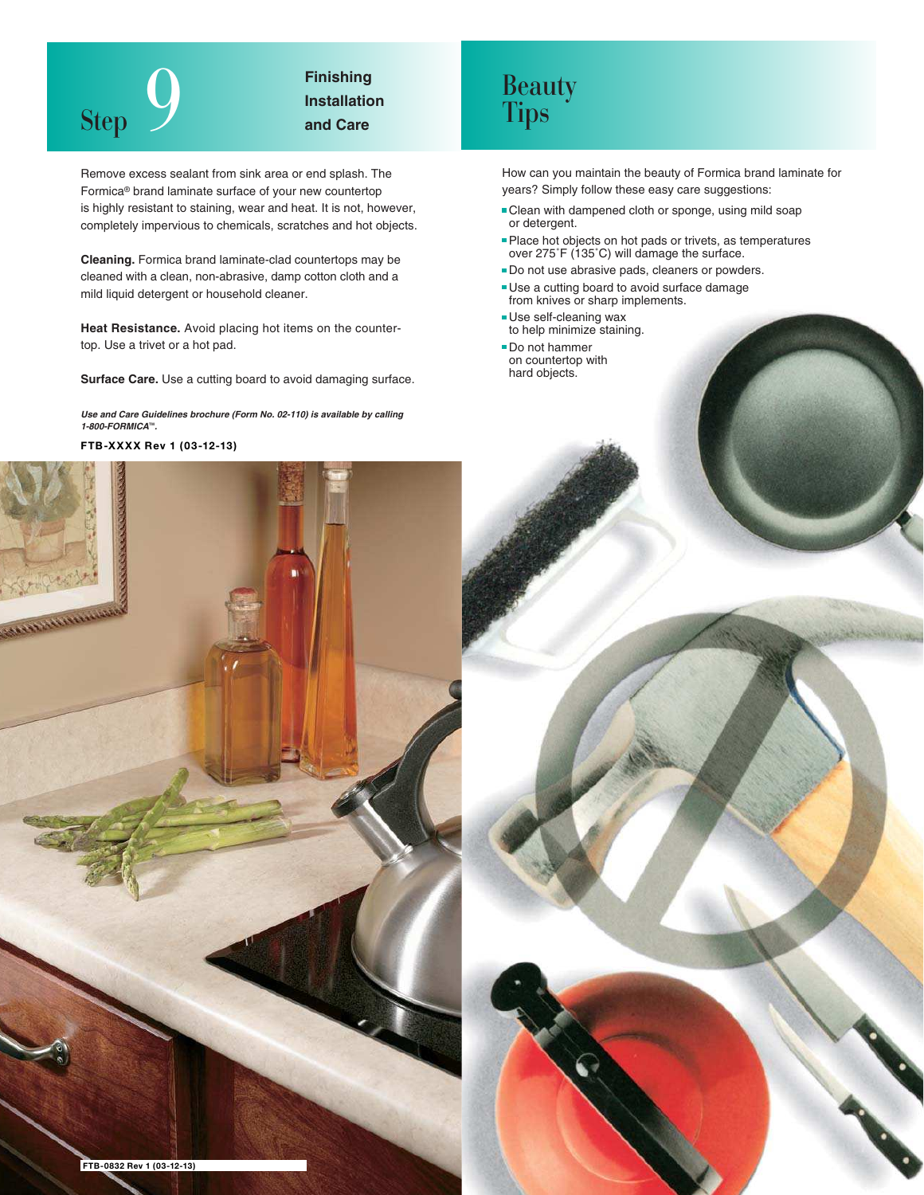# Step 9 Finishing Installation and Care

Remove excess sealant from sink area or end splash. The Formica® brand laminate surface of your new countertop is highly resistant to staining, wear and heat. It is not, however, completely impervious to chemicals, scratches and hot objects.

**Cleaning.** Formica brand laminate-clad countertops may be cleaned with a clean, non-abrasive, damp cotton cloth and a mild liquid detergent or household cleaner.

**Heat Resistance.** Avoid placing hot items on the countertop. Use a trivet or a hot pad.

**Surface Care.** Use a cutting board to avoid damaging surface.

***Use and Care Guidelines brochure (Form No. 02-110) is available by calling 1-800-FORMICA™.***

**FTB-XXXX Rev 1 (03-12-13)**

# Beauty Tips

How can you maintain the beauty of Formica brand laminate for years? Simply follow these easy care suggestions:

- Clean with dampened cloth or sponge, using mild soap or detergent.
- Place hot objects on hot pads or trivets, as temperatures over 275˚F (135˚C) will damage the surface.
- Do not use abrasive pads, cleaners or powders.
- Use a cutting board to avoid surface damage from knives or sharp implements.
- Use self-cleaning wax to help minimize staining.
- Do not hammer on countertop with hard objects.

FTB-0832 Rev 1 (03-12-13)